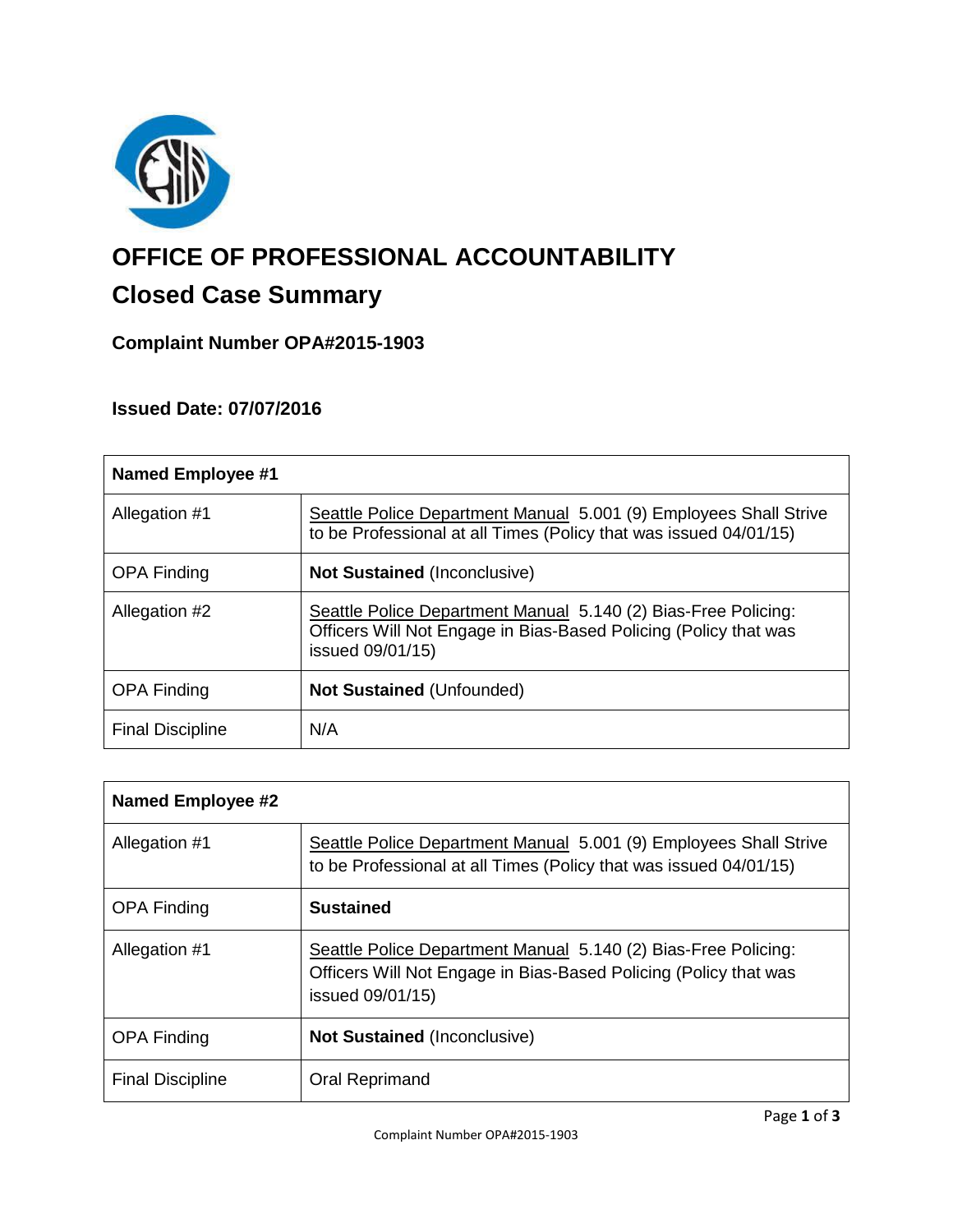# OFFICE OF PROFESSIONAL ACCOUNTABILITY

## Closed Case Summary

### Complaint Number OPA#2015-1903

### Issued Date: 07/07/2016

| **Named Employee #1** | |
|---|---|
| Allegation #1 | Seattle Police Department Manual 5.001 (9) Employees Shall Strive to be Professional at all Times (Policy that was issued 04/01/15) |
| OPA Finding | **Not Sustained** (Inconclusive) |
| Allegation #2 | Seattle Police Department Manual 5.140 (2) Bias-Free Policing: Officers Will Not Engage in Bias-Based Policing (Policy that was issued 09/01/15) |
| OPA Finding | **Not Sustained** (Unfounded) |
| Final Discipline | N/A |

| **Named Employee #2** | |
|---|---|
| Allegation #1 | Seattle Police Department Manual 5.001 (9) Employees Shall Strive to be Professional at all Times (Policy that was issued 04/01/15) |
| OPA Finding | **Sustained** |
| Allegation #1 | Seattle Police Department Manual 5.140 (2) Bias-Free Policing: Officers Will Not Engage in Bias-Based Policing (Policy that was issued 09/01/15) |
| OPA Finding | **Not Sustained** (Inconclusive) |
| Final Discipline | Oral Reprimand |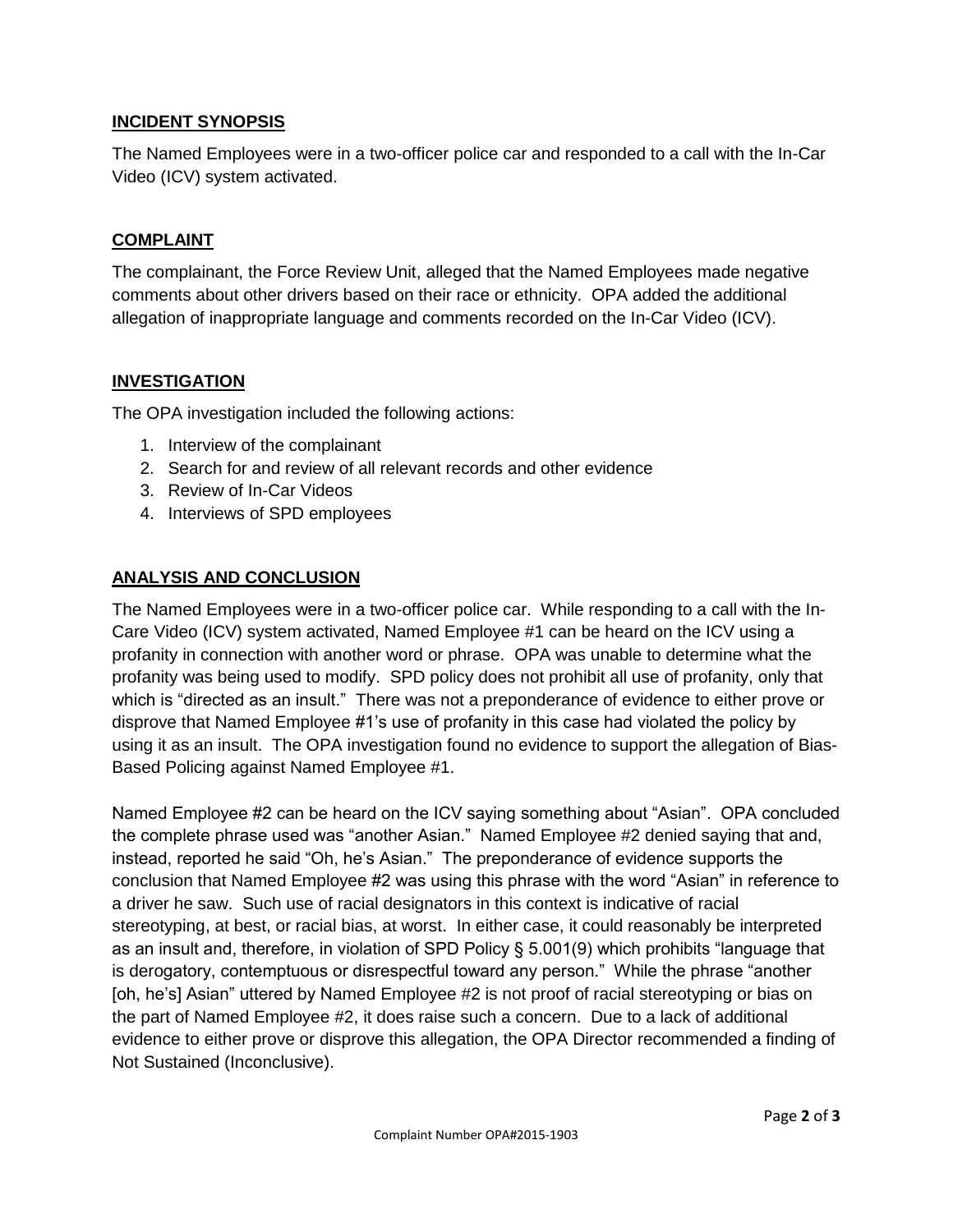## INCIDENT SYNOPSIS

The Named Employees were in a two-officer police car and responded to a call with the In-Car Video (ICV) system activated.

## COMPLAINT

The complainant, the Force Review Unit, alleged that the Named Employees made negative comments about other drivers based on their race or ethnicity. OPA added the additional allegation of inappropriate language and comments recorded on the In-Car Video (ICV).

## INVESTIGATION

The OPA investigation included the following actions:

1. Interview of the complainant
2. Search for and review of all relevant records and other evidence
3. Review of In-Car Videos
4. Interviews of SPD employees

## ANALYSIS AND CONCLUSION

The Named Employees were in a two-officer police car. While responding to a call with the In-Care Video (ICV) system activated, Named Employee #1 can be heard on the ICV using a profanity in connection with another word or phrase. OPA was unable to determine what the profanity was being used to modify. SPD policy does not prohibit all use of profanity, only that which is "directed as an insult." There was not a preponderance of evidence to either prove or disprove that Named Employee #1's use of profanity in this case had violated the policy by using it as an insult. The OPA investigation found no evidence to support the allegation of Bias-Based Policing against Named Employee #1.

Named Employee #2 can be heard on the ICV saying something about "Asian". OPA concluded the complete phrase used was "another Asian." Named Employee #2 denied saying that and, instead, reported he said "Oh, he's Asian." The preponderance of evidence supports the conclusion that Named Employee #2 was using this phrase with the word "Asian" in reference to a driver he saw. Such use of racial designators in this context is indicative of racial stereotyping, at best, or racial bias, at worst. In either case, it could reasonably be interpreted as an insult and, therefore, in violation of SPD Policy § 5.001(9) which prohibits "language that is derogatory, contemptuous or disrespectful toward any person." While the phrase "another [oh, he's] Asian" uttered by Named Employee #2 is not proof of racial stereotyping or bias on the part of Named Employee #2, it does raise such a concern. Due to a lack of additional evidence to either prove or disprove this allegation, the OPA Director recommended a finding of Not Sustained (Inconclusive).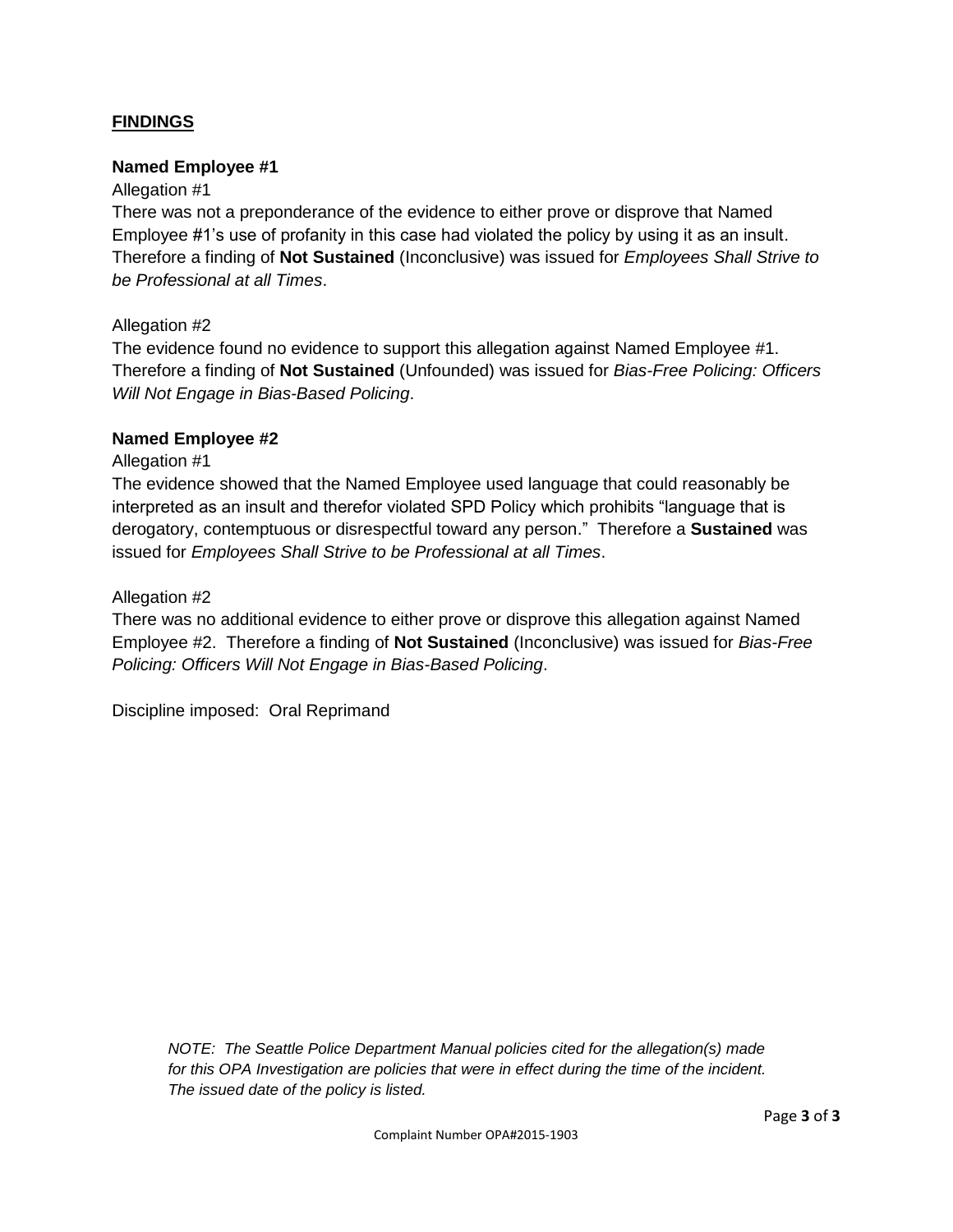## FINDINGS

### Named Employee #1

Allegation #1

There was not a preponderance of the evidence to either prove or disprove that Named Employee #1's use of profanity in this case had violated the policy by using it as an insult. Therefore a finding of **Not Sustained** (Inconclusive) was issued for *Employees Shall Strive to be Professional at all Times*.

Allegation #2

The evidence found no evidence to support this allegation against Named Employee #1. Therefore a finding of **Not Sustained** (Unfounded) was issued for *Bias-Free Policing: Officers Will Not Engage in Bias-Based Policing*.

### Named Employee #2

Allegation #1

The evidence showed that the Named Employee used language that could reasonably be interpreted as an insult and therefor violated SPD Policy which prohibits "language that is derogatory, contemptuous or disrespectful toward any person." Therefore a **Sustained** was issued for *Employees Shall Strive to be Professional at all Times*.

Allegation #2

There was no additional evidence to either prove or disprove this allegation against Named Employee #2. Therefore a finding of **Not Sustained** (Inconclusive) was issued for *Bias-Free Policing: Officers Will Not Engage in Bias-Based Policing*.

Discipline imposed: Oral Reprimand

*NOTE: The Seattle Police Department Manual policies cited for the allegation(s) made for this OPA Investigation are policies that were in effect during the time of the incident. The issued date of the policy is listed.*

Complaint Number OPA#2015-1903